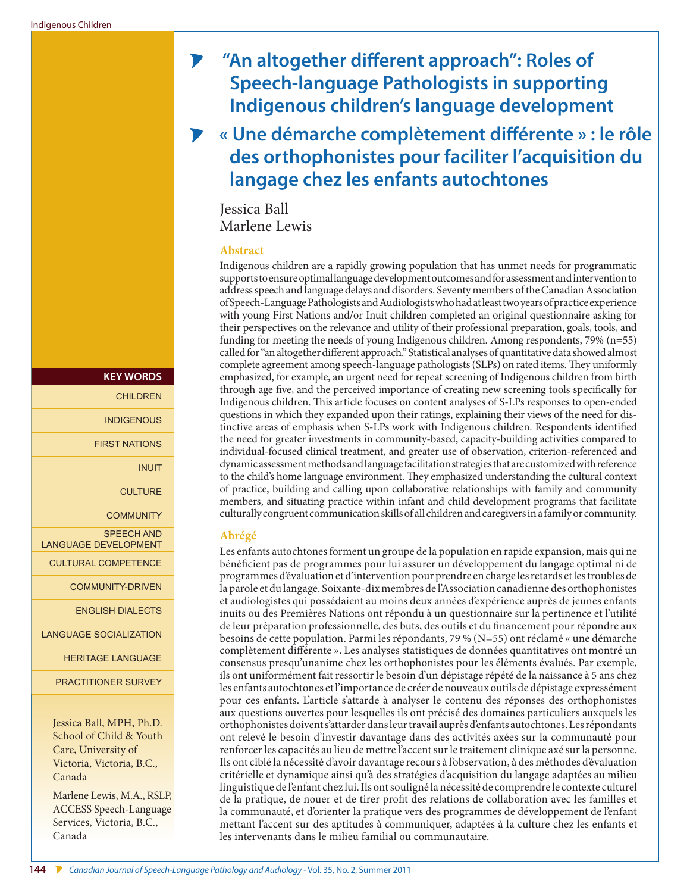# "An altogether different approach": Roles of Speech-language Pathologists in supporting Indigenous children's language development

# « Une démarche complètement différente » : le rôle des orthophonistes pour faciliter l'acquisition du langage chez les enfants autochtones

Jessica Ball
Marlene Lewis

## Abstract

Indigenous children are a rapidly growing population that has unmet needs for programmatic supports to ensure optimal language development outcomes and for assessment and intervention to address speech and language delays and disorders. Seventy members of the Canadian Association of Speech-Language Pathologists and Audiologists who had at least two years of practice experience with young First Nations and/or Inuit children completed an original questionnaire asking for their perspectives on the relevance and utility of their professional preparation, goals, tools, and funding for meeting the needs of young Indigenous children. Among respondents, 79% (n=55) called for "an altogether different approach." Statistical analyses of quantitative data showed almost complete agreement among speech-language pathologists (SLPs) on rated items. They uniformly emphasized, for example, an urgent need for repeat screening of Indigenous children from birth through age five, and the perceived importance of creating new screening tools specifically for Indigenous children. This article focuses on content analyses of S-LPs responses to open-ended questions in which they expanded upon their ratings, explaining their views of the need for distinctive areas of emphasis when S-LPs work with Indigenous children. Respondents identified the need for greater investments in community-based, capacity-building activities compared to individual-focused clinical treatment, and greater use of observation, criterion-referenced and dynamic assessment methods and language facilitation strategies that are customized with reference to the child's home language environment. They emphasized understanding the cultural context of practice, building and calling upon collaborative relationships with family and community members, and situating practice within infant and child development programs that facilitate culturally congruent communication skills of all children and caregivers in a family or community.

## Abrégé

Les enfants autochtones forment un groupe de la population en rapide expansion, mais qui ne bénéficient pas de programmes pour lui assurer un développement du langage optimal ni de programmes d'évaluation et d'intervention pour prendre en charge les retards et les troubles de la parole et du langage. Soixante-dix membres de l'Association canadienne des orthophonistes et audiologistes qui possédaient au moins deux années d'expérience auprès de jeunes enfants inuits ou des Premières Nations ont répondu à un questionnaire sur la pertinence et l'utilité de leur préparation professionnelle, des buts, des outils et du financement pour répondre aux besoins de cette population. Parmi les répondants, 79 % (N=55) ont réclamé « une démarche complètement différente ». Les analyses statistiques de données quantitatives ont montré un consensus presqu'unanime chez les orthophonistes pour les éléments évalués. Par exemple, ils ont uniformément fait ressortir le besoin d'un dépistage répété de la naissance à 5 ans chez les enfants autochtones et l'importance de créer de nouveaux outils de dépistage expressément pour ces enfants. L'article s'attarde à analyser le contenu des réponses des orthophonistes aux questions ouvertes pour lesquelles ils ont précisé des domaines particuliers auxquels les orthophonistes doivent s'attarder dans leur travail auprès d'enfants autochtones. Les répondants ont relevé le besoin d'investir davantage dans des activités axées sur la communauté pour renforcer les capacités au lieu de mettre l'accent sur le traitement clinique axé sur la personne. Ils ont ciblé la nécessité d'avoir davantage recours à l'observation, à des méthodes d'évaluation critérielle et dynamique ainsi qu'à des stratégies d'acquisition du langage adaptées au milieu linguistique de l'enfant chez lui. Ils ont souligné la nécessité de comprendre le contexte culturel de la pratique, de nouer et de tirer profit des relations de collaboration avec les familles et la communauté, et d'orienter la pratique vers des programmes de développement de l'enfant mettant l'accent sur des aptitudes à communiquer, adaptées à la culture chez les enfants et les intervenants dans le milieu familial ou communautaire.

**KEY WORDS**

CHILDREN
INDIGENOUS
FIRST NATIONS
INUIT
CULTURE
COMMUNITY
SPEECH AND LANGUAGE DEVELOPMENT
CULTURAL COMPETENCE
COMMUNITY-DRIVEN
ENGLISH DIALECTS
LANGUAGE SOCIALIZATION
HERITAGE LANGUAGE
PRACTITIONER SURVEY

Jessica Ball, MPH, Ph.D.
School of Child & Youth Care, University of Victoria, Victoria, B.C., Canada

Marlene Lewis, M.A., RSLP, ACCESS Speech-Language Services, Victoria, B.C., Canada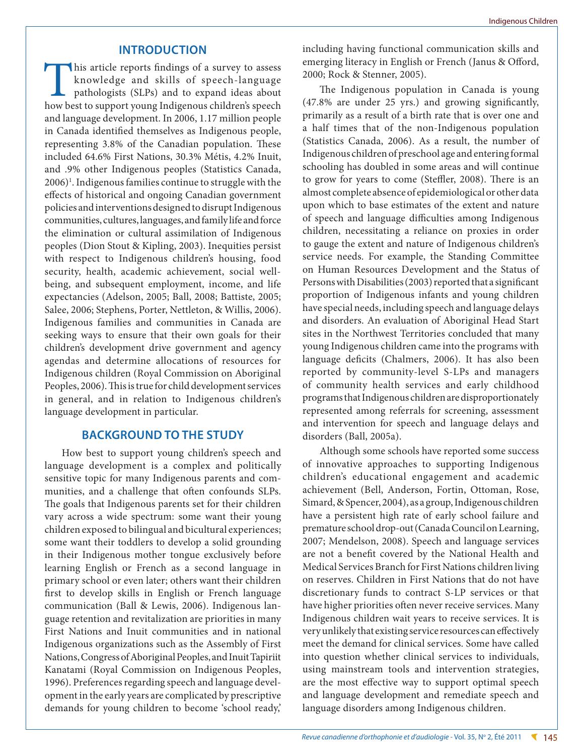## INTRODUCTION

This article reports findings of a survey to assess knowledge and skills of speech-language pathologists (SLPs) and to expand ideas about how best to support young Indigenous children's speech and language development. In 2006, 1.17 million people in Canada identified themselves as Indigenous people, representing 3.8% of the Canadian population. These included 64.6% First Nations, 30.3% Métis, 4.2% Inuit, and .9% other Indigenous peoples (Statistics Canada, 2006)[1]. Indigenous families continue to struggle with the effects of historical and ongoing Canadian government policies and interventions designed to disrupt Indigenous communities, cultures, languages, and family life and force the elimination or cultural assimilation of Indigenous peoples (Dion Stout & Kipling, 2003). Inequities persist with respect to Indigenous children's housing, food security, health, academic achievement, social well-being, and subsequent employment, income, and life expectancies (Adelson, 2005; Ball, 2008; Battiste, 2005; Salee, 2006; Stephens, Porter, Nettleton, & Willis, 2006). Indigenous families and communities in Canada are seeking ways to ensure that their own goals for their children's development drive government and agency agendas and determine allocations of resources for Indigenous children (Royal Commission on Aboriginal Peoples, 2006). This is true for child development services in general, and in relation to Indigenous children's language development in particular.

## BACKGROUND TO THE STUDY

How best to support young children's speech and language development is a complex and politically sensitive topic for many Indigenous parents and communities, and a challenge that often confounds SLPs. The goals that Indigenous parents set for their children vary across a wide spectrum: some want their young children exposed to bilingual and bicultural experiences; some want their toddlers to develop a solid grounding in their Indigenous mother tongue exclusively before learning English or French as a second language in primary school or even later; others want their children first to develop skills in English or French language communication (Ball & Lewis, 2006). Indigenous language retention and revitalization are priorities in many First Nations and Inuit communities and in national Indigenous organizations such as the Assembly of First Nations, Congress of Aboriginal Peoples, and Inuit Tapiriit Kanatami (Royal Commission on Indigenous Peoples, 1996). Preferences regarding speech and language development in the early years are complicated by prescriptive demands for young children to become 'school ready,' including having functional communication skills and emerging literacy in English or French (Janus & Offord, 2000; Rock & Stenner, 2005).

The Indigenous population in Canada is young (47.8% are under 25 yrs.) and growing significantly, primarily as a result of a birth rate that is over one and a half times that of the non-Indigenous population (Statistics Canada, 2006). As a result, the number of Indigenous children of preschool age and entering formal schooling has doubled in some areas and will continue to grow for years to come (Steffler, 2008). There is an almost complete absence of epidemiological or other data upon which to base estimates of the extent and nature of speech and language difficulties among Indigenous children, necessitating a reliance on proxies in order to gauge the extent and nature of Indigenous children's service needs. For example, the Standing Committee on Human Resources Development and the Status of Persons with Disabilities (2003) reported that a significant proportion of Indigenous infants and young children have special needs, including speech and language delays and disorders. An evaluation of Aboriginal Head Start sites in the Northwest Territories concluded that many young Indigenous children came into the programs with language deficits (Chalmers, 2006). It has also been reported by community-level S-LPs and managers of community health services and early childhood programs that Indigenous children are disproportionately represented among referrals for screening, assessment and intervention for speech and language delays and disorders (Ball, 2005a).

Although some schools have reported some success of innovative approaches to supporting Indigenous children's educational engagement and academic achievement (Bell, Anderson, Fortin, Ottoman, Rose, Simard, & Spencer, 2004), as a group, Indigenous children have a persistent high rate of early school failure and premature school drop-out (Canada Council on Learning, 2007; Mendelson, 2008). Speech and language services are not a benefit covered by the National Health and Medical Services Branch for First Nations children living on reserves. Children in First Nations that do not have discretionary funds to contract S-LP services or that have higher priorities often never receive services. Many Indigenous children wait years to receive services. It is very unlikely that existing service resources can effectively meet the demand for clinical services. Some have called into question whether clinical services to individuals, using mainstream tools and intervention strategies, are the most effective way to support optimal speech and language development and remediate speech and language disorders among Indigenous children.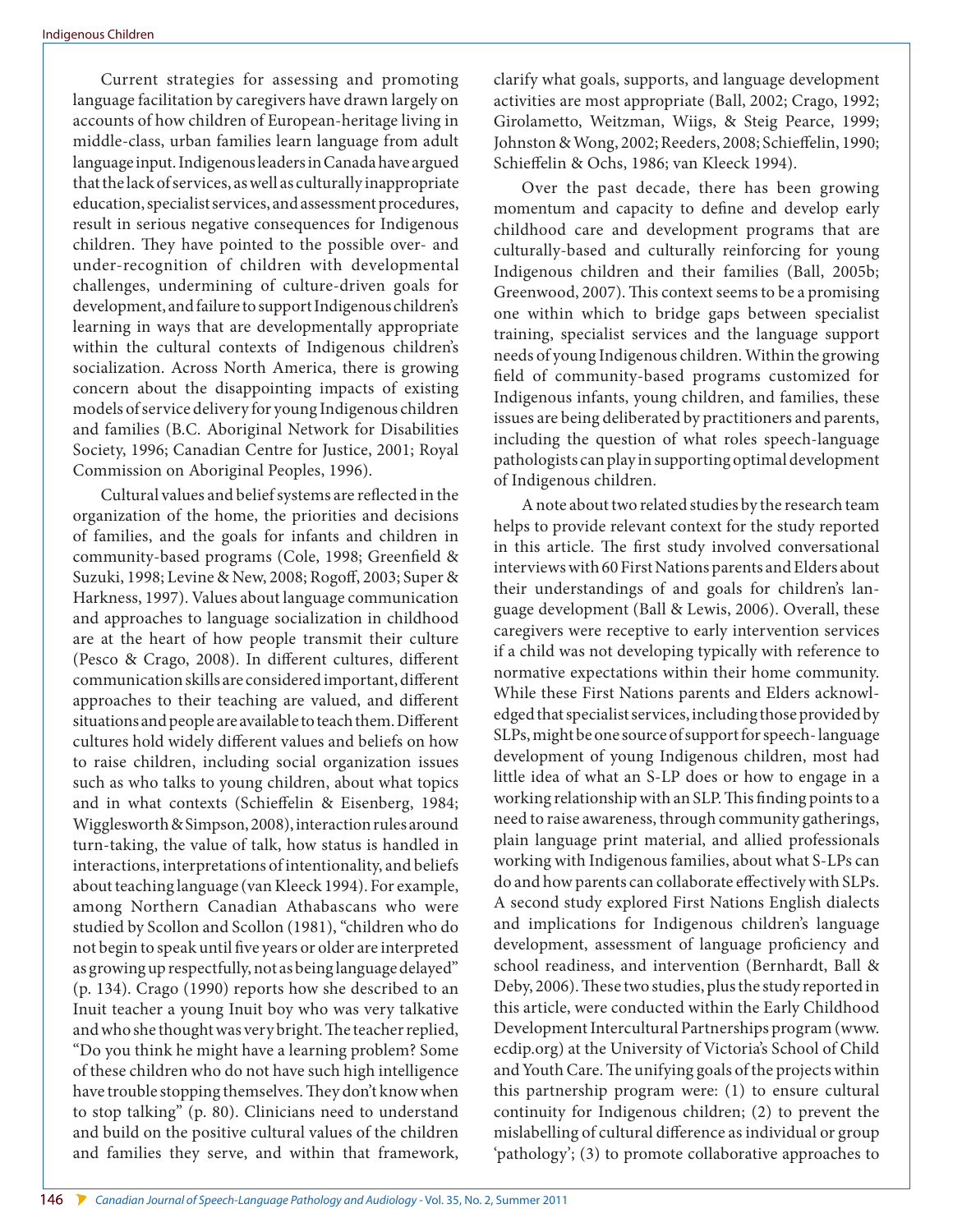Current strategies for assessing and promoting language facilitation by caregivers have drawn largely on accounts of how children of European-heritage living in middle-class, urban families learn language from adult language input. Indigenous leaders in Canada have argued that the lack of services, as well as culturally inappropriate education, specialist services, and assessment procedures, result in serious negative consequences for Indigenous children. They have pointed to the possible over- and under-recognition of children with developmental challenges, undermining of culture-driven goals for development, and failure to support Indigenous children's learning in ways that are developmentally appropriate within the cultural contexts of Indigenous children's socialization. Across North America, there is growing concern about the disappointing impacts of existing models of service delivery for young Indigenous children and families (B.C. Aboriginal Network for Disabilities Society, 1996; Canadian Centre for Justice, 2001; Royal Commission on Aboriginal Peoples, 1996).

Cultural values and belief systems are reflected in the organization of the home, the priorities and decisions of families, and the goals for infants and children in community-based programs (Cole, 1998; Greenfield & Suzuki, 1998; Levine & New, 2008; Rogoff, 2003; Super & Harkness, 1997). Values about language communication and approaches to language socialization in childhood are at the heart of how people transmit their culture (Pesco & Crago, 2008). In different cultures, different communication skills are considered important, different approaches to their teaching are valued, and different situations and people are available to teach them. Different cultures hold widely different values and beliefs on how to raise children, including social organization issues such as who talks to young children, about what topics and in what contexts (Schieffelin & Eisenberg, 1984; Wigglesworth & Simpson, 2008), interaction rules around turn-taking, the value of talk, how status is handled in interactions, interpretations of intentionality, and beliefs about teaching language (van Kleeck 1994). For example, among Northern Canadian Athabascans who were studied by Scollon and Scollon (1981), "children who do not begin to speak until five years or older are interpreted as growing up respectfully, not as being language delayed" (p. 134). Crago (1990) reports how she described to an Inuit teacher a young Inuit boy who was very talkative and who she thought was very bright. The teacher replied, "Do you think he might have a learning problem? Some of these children who do not have such high intelligence have trouble stopping themselves. They don't know when to stop talking" (p. 80). Clinicians need to understand and build on the positive cultural values of the children and families they serve, and within that framework, clarify what goals, supports, and language development activities are most appropriate (Ball, 2002; Crago, 1992; Girolametto, Weitzman, Wiigs, & Steig Pearce, 1999; Johnston & Wong, 2002; Reeders, 2008; Schieffelin, 1990; Schieffelin & Ochs, 1986; van Kleeck 1994).

Over the past decade, there has been growing momentum and capacity to define and develop early childhood care and development programs that are culturally-based and culturally reinforcing for young Indigenous children and their families (Ball, 2005b; Greenwood, 2007). This context seems to be a promising one within which to bridge gaps between specialist training, specialist services and the language support needs of young Indigenous children. Within the growing field of community-based programs customized for Indigenous infants, young children, and families, these issues are being deliberated by practitioners and parents, including the question of what roles speech-language pathologists can play in supporting optimal development of Indigenous children.

A note about two related studies by the research team helps to provide relevant context for the study reported in this article. The first study involved conversational interviews with 60 First Nations parents and Elders about their understandings of and goals for children's language development (Ball & Lewis, 2006). Overall, these caregivers were receptive to early intervention services if a child was not developing typically with reference to normative expectations within their home community. While these First Nations parents and Elders acknowledged that specialist services, including those provided by SLPs, might be one source of support for speech- language development of young Indigenous children, most had little idea of what an S-LP does or how to engage in a working relationship with an SLP. This finding points to a need to raise awareness, through community gatherings, plain language print material, and allied professionals working with Indigenous families, about what S-LPs can do and how parents can collaborate effectively with SLPs. A second study explored First Nations English dialects and implications for Indigenous children's language development, assessment of language proficiency and school readiness, and intervention (Bernhardt, Ball & Deby, 2006). These two studies, plus the study reported in this article, were conducted within the Early Childhood Development Intercultural Partnerships program (www.ecdip.org) at the University of Victoria's School of Child and Youth Care. The unifying goals of the projects within this partnership program were: (1) to ensure cultural continuity for Indigenous children; (2) to prevent the mislabelling of cultural difference as individual or group 'pathology'; (3) to promote collaborative approaches to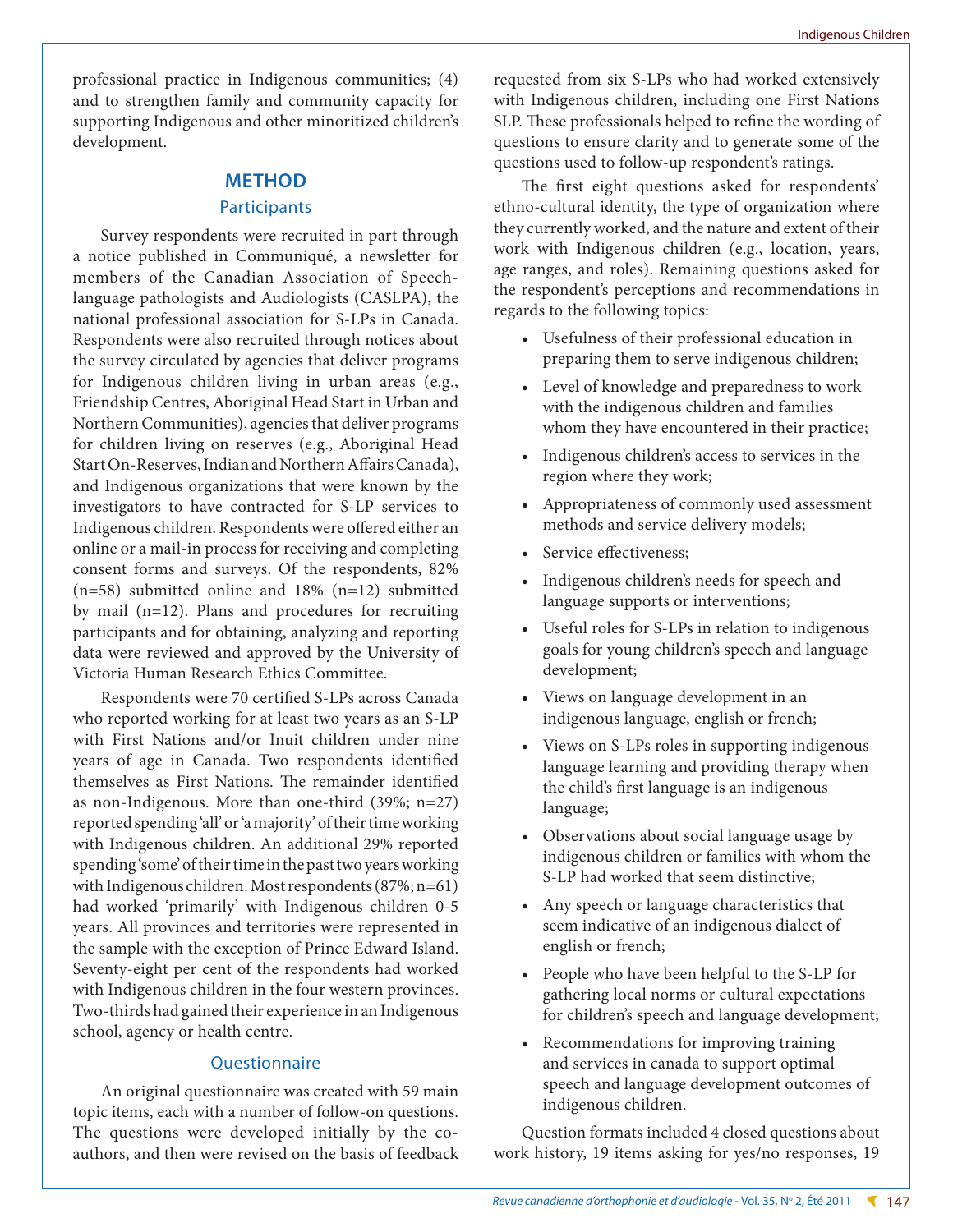professional practice in Indigenous communities; (4) and to strengthen family and community capacity for supporting Indigenous and other minoritized children's development.

## METHOD

### Participants

Survey respondents were recruited in part through a notice published in Communiqué, a newsletter for members of the Canadian Association of Speech-language pathologists and Audiologists (CASLPA), the national professional association for S-LPs in Canada. Respondents were also recruited through notices about the survey circulated by agencies that deliver programs for Indigenous children living in urban areas (e.g., Friendship Centres, Aboriginal Head Start in Urban and Northern Communities), agencies that deliver programs for children living on reserves (e.g., Aboriginal Head Start On-Reserves, Indian and Northern Affairs Canada), and Indigenous organizations that were known by the investigators to have contracted for S-LP services to Indigenous children. Respondents were offered either an online or a mail-in process for receiving and completing consent forms and surveys. Of the respondents, 82% (n=58) submitted online and 18% (n=12) submitted by mail (n=12). Plans and procedures for recruiting participants and for obtaining, analyzing and reporting data were reviewed and approved by the University of Victoria Human Research Ethics Committee.

Respondents were 70 certified S-LPs across Canada who reported working for at least two years as an S-LP with First Nations and/or Inuit children under nine years of age in Canada. Two respondents identified themselves as First Nations. The remainder identified as non-Indigenous. More than one-third (39%; n=27) reported spending 'all' or 'a majority' of their time working with Indigenous children. An additional 29% reported spending 'some' of their time in the past two years working with Indigenous children. Most respondents (87%; n=61) had worked 'primarily' with Indigenous children 0-5 years. All provinces and territories were represented in the sample with the exception of Prince Edward Island. Seventy-eight per cent of the respondents had worked with Indigenous children in the four western provinces. Two-thirds had gained their experience in an Indigenous school, agency or health centre.

### Questionnaire

An original questionnaire was created with 59 main topic items, each with a number of follow-on questions. The questions were developed initially by the co-authors, and then were revised on the basis of feedback requested from six S-LPs who had worked extensively with Indigenous children, including one First Nations SLP. These professionals helped to refine the wording of questions to ensure clarity and to generate some of the questions used to follow-up respondent's ratings.

The first eight questions asked for respondents' ethno-cultural identity, the type of organization where they currently worked, and the nature and extent of their work with Indigenous children (e.g., location, years, age ranges, and roles). Remaining questions asked for the respondent's perceptions and recommendations in regards to the following topics:

- Usefulness of their professional education in preparing them to serve indigenous children;
- Level of knowledge and preparedness to work with the indigenous children and families whom they have encountered in their practice;
- Indigenous children's access to services in the region where they work;
- Appropriateness of commonly used assessment methods and service delivery models;
- Service effectiveness;
- Indigenous children's needs for speech and language supports or interventions;
- Useful roles for S-LPs in relation to indigenous goals for young children's speech and language development;
- Views on language development in an indigenous language, english or french;
- Views on S-LPs roles in supporting indigenous language learning and providing therapy when the child's first language is an indigenous language;
- Observations about social language usage by indigenous children or families with whom the S-LP had worked that seem distinctive;
- Any speech or language characteristics that seem indicative of an indigenous dialect of english or french;
- People who have been helpful to the S-LP for gathering local norms or cultural expectations for children's speech and language development;
- Recommendations for improving training and services in canada to support optimal speech and language development outcomes of indigenous children.

Question formats included 4 closed questions about work history, 19 items asking for yes/no responses, 19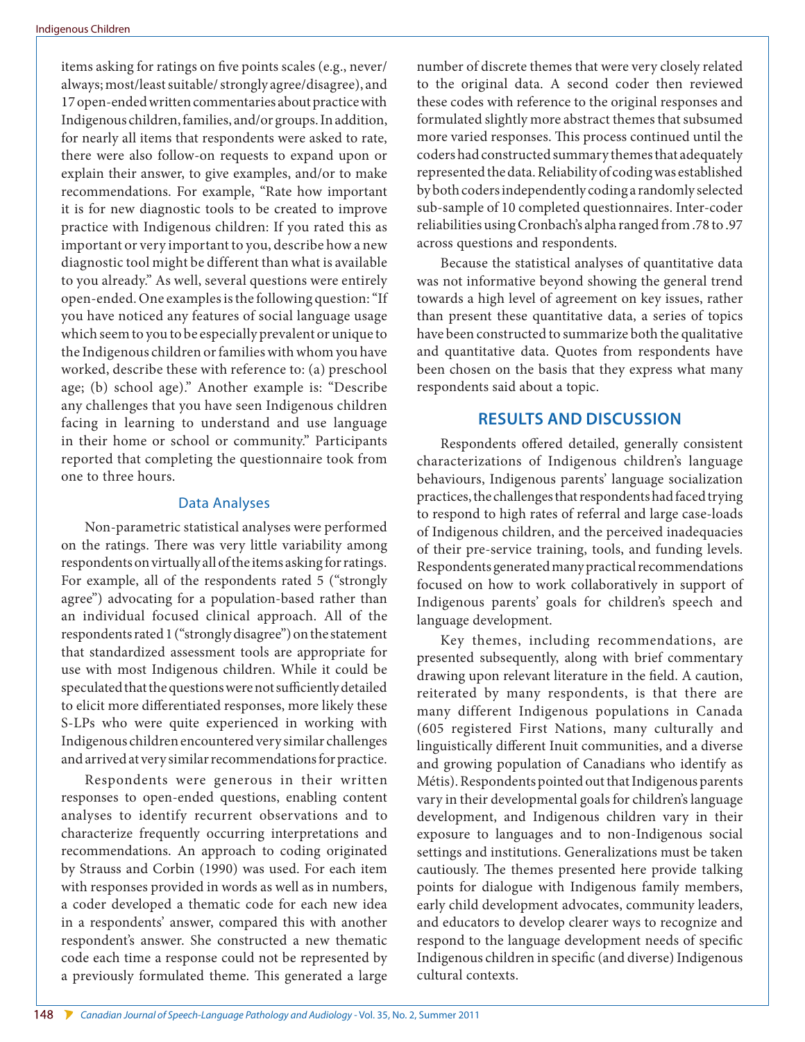items asking for ratings on five points scales (e.g., never/always; most/least suitable/ strongly agree/disagree), and 17 open-ended written commentaries about practice with Indigenous children, families, and/or groups. In addition, for nearly all items that respondents were asked to rate, there were also follow-on requests to expand upon or explain their answer, to give examples, and/or to make recommendations. For example, "Rate how important it is for new diagnostic tools to be created to improve practice with Indigenous children: If you rated this as important or very important to you, describe how a new diagnostic tool might be different than what is available to you already." As well, several questions were entirely open-ended. One examples is the following question: "If you have noticed any features of social language usage which seem to you to be especially prevalent or unique to the Indigenous children or families with whom you have worked, describe these with reference to: (a) preschool age; (b) school age)." Another example is: "Describe any challenges that you have seen Indigenous children facing in learning to understand and use language in their home or school or community." Participants reported that completing the questionnaire took from one to three hours.

### Data Analyses

Non-parametric statistical analyses were performed on the ratings. There was very little variability among respondents on virtually all of the items asking for ratings. For example, all of the respondents rated 5 ("strongly agree") advocating for a population-based rather than an individual focused clinical approach. All of the respondents rated 1 ("strongly disagree") on the statement that standardized assessment tools are appropriate for use with most Indigenous children. While it could be speculated that the questions were not sufficiently detailed to elicit more differentiated responses, more likely these S-LPs who were quite experienced in working with Indigenous children encountered very similar challenges and arrived at very similar recommendations for practice.

Respondents were generous in their written responses to open-ended questions, enabling content analyses to identify recurrent observations and to characterize frequently occurring interpretations and recommendations. An approach to coding originated by Strauss and Corbin (1990) was used. For each item with responses provided in words as well as in numbers, a coder developed a thematic code for each new idea in a respondents' answer, compared this with another respondent's answer. She constructed a new thematic code each time a response could not be represented by a previously formulated theme. This generated a large number of discrete themes that were very closely related to the original data. A second coder then reviewed these codes with reference to the original responses and formulated slightly more abstract themes that subsumed more varied responses. This process continued until the coders had constructed summary themes that adequately represented the data. Reliability of coding was established by both coders independently coding a randomly selected sub-sample of 10 completed questionnaires. Inter-coder reliabilities using Cronbach's alpha ranged from .78 to .97 across questions and respondents.

Because the statistical analyses of quantitative data was not informative beyond showing the general trend towards a high level of agreement on key issues, rather than present these quantitative data, a series of topics have been constructed to summarize both the qualitative and quantitative data. Quotes from respondents have been chosen on the basis that they express what many respondents said about a topic.

## RESULTS AND DISCUSSION

Respondents offered detailed, generally consistent characterizations of Indigenous children's language behaviours, Indigenous parents' language socialization practices, the challenges that respondents had faced trying to respond to high rates of referral and large case-loads of Indigenous children, and the perceived inadequacies of their pre-service training, tools, and funding levels. Respondents generated many practical recommendations focused on how to work collaboratively in support of Indigenous parents' goals for children's speech and language development.

Key themes, including recommendations, are presented subsequently, along with brief commentary drawing upon relevant literature in the field. A caution, reiterated by many respondents, is that there are many different Indigenous populations in Canada (605 registered First Nations, many culturally and linguistically different Inuit communities, and a diverse and growing population of Canadians who identify as Métis). Respondents pointed out that Indigenous parents vary in their developmental goals for children's language development, and Indigenous children vary in their exposure to languages and to non-Indigenous social settings and institutions. Generalizations must be taken cautiously. The themes presented here provide talking points for dialogue with Indigenous family members, early child development advocates, community leaders, and educators to develop clearer ways to recognize and respond to the language development needs of specific Indigenous children in specific (and diverse) Indigenous cultural contexts.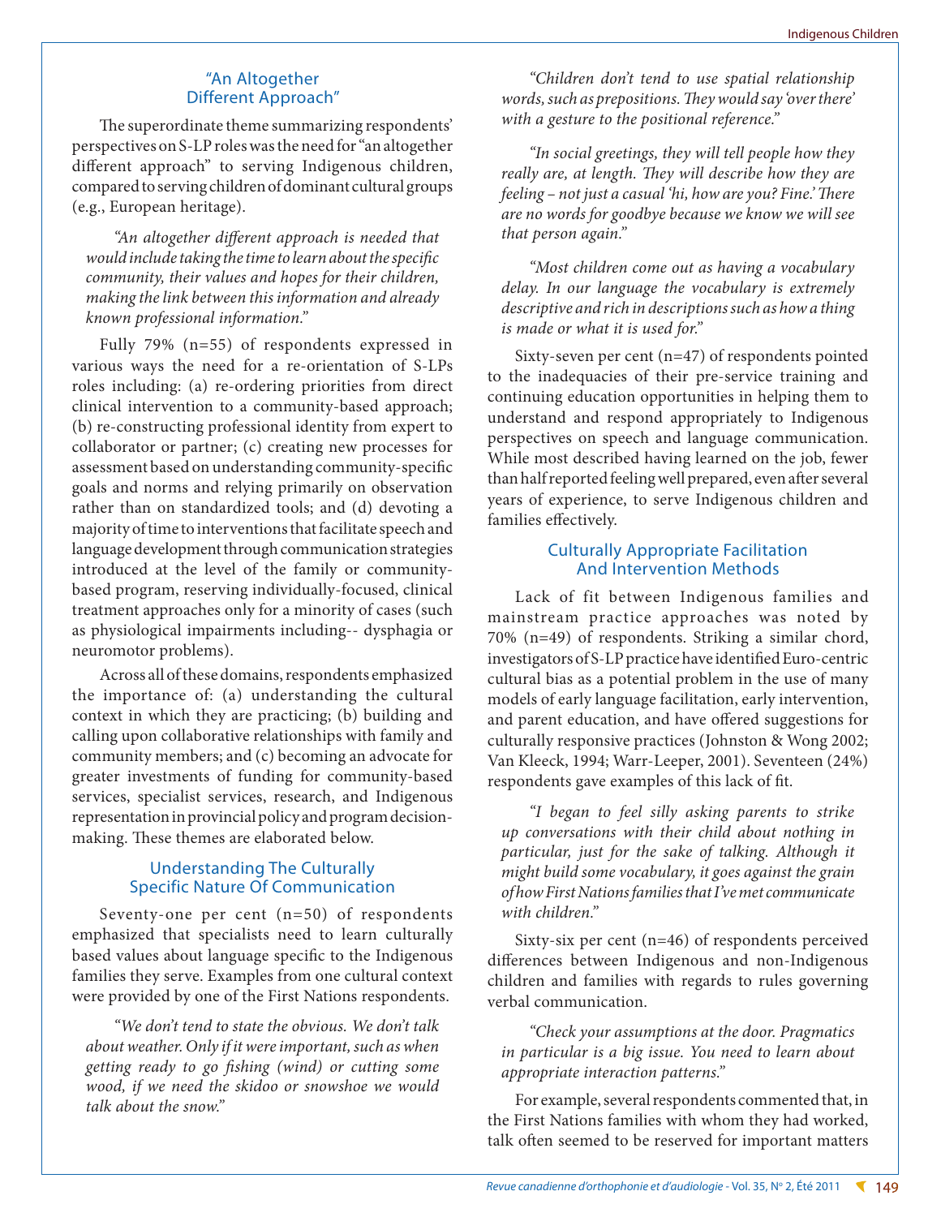### "An Altogether Different Approach"

The superordinate theme summarizing respondents' perspectives on S-LP roles was the need for "an altogether different approach" to serving Indigenous children, compared to serving children of dominant cultural groups (e.g., European heritage).

> *"An altogether different approach is needed that would include taking the time to learn about the specific community, their values and hopes for their children, making the link between this information and already known professional information."*

Fully 79% (n=55) of respondents expressed in various ways the need for a re-orientation of S-LPs roles including: (a) re-ordering priorities from direct clinical intervention to a community-based approach; (b) re-constructing professional identity from expert to collaborator or partner; (c) creating new processes for assessment based on understanding community-specific goals and norms and relying primarily on observation rather than on standardized tools; and (d) devoting a majority of time to interventions that facilitate speech and language development through communication strategies introduced at the level of the family or community-based program, reserving individually-focused, clinical treatment approaches only for a minority of cases (such as physiological impairments including-- dysphagia or neuromotor problems).

Across all of these domains, respondents emphasized the importance of: (a) understanding the cultural context in which they are practicing; (b) building and calling upon collaborative relationships with family and community members; and (c) becoming an advocate for greater investments of funding for community-based services, specialist services, research, and Indigenous representation in provincial policy and program decision-making. These themes are elaborated below.

### Understanding The Culturally Specific Nature Of Communication

Seventy-one per cent (n=50) of respondents emphasized that specialists need to learn culturally based values about language specific to the Indigenous families they serve. Examples from one cultural context were provided by one of the First Nations respondents.

> *"We don't tend to state the obvious. We don't talk about weather. Only if it were important, such as when getting ready to go fishing (wind) or cutting some wood, if we need the skidoo or snowshoe we would talk about the snow."*

> *"Children don't tend to use spatial relationship words, such as prepositions. They would say 'over there' with a gesture to the positional reference."*

> *"In social greetings, they will tell people how they really are, at length. They will describe how they are feeling – not just a casual 'hi, how are you? Fine.' There are no words for goodbye because we know we will see that person again."*

> *"Most children come out as having a vocabulary delay. In our language the vocabulary is extremely descriptive and rich in descriptions such as how a thing is made or what it is used for."*

Sixty-seven per cent (n=47) of respondents pointed to the inadequacies of their pre-service training and continuing education opportunities in helping them to understand and respond appropriately to Indigenous perspectives on speech and language communication. While most described having learned on the job, fewer than half reported feeling well prepared, even after several years of experience, to serve Indigenous children and families effectively.

### Culturally Appropriate Facilitation And Intervention Methods

Lack of fit between Indigenous families and mainstream practice approaches was noted by 70% (n=49) of respondents. Striking a similar chord, investigators of S-LP practice have identified Euro-centric cultural bias as a potential problem in the use of many models of early language facilitation, early intervention, and parent education, and have offered suggestions for culturally responsive practices (Johnston & Wong 2002; Van Kleeck, 1994; Warr-Leeper, 2001). Seventeen (24%) respondents gave examples of this lack of fit.

> *"I began to feel silly asking parents to strike up conversations with their child about nothing in particular, just for the sake of talking. Although it might build some vocabulary, it goes against the grain of how First Nations families that I've met communicate with children."*

Sixty-six per cent (n=46) of respondents perceived differences between Indigenous and non-Indigenous children and families with regards to rules governing verbal communication.

> *"Check your assumptions at the door. Pragmatics in particular is a big issue. You need to learn about appropriate interaction patterns."*

For example, several respondents commented that, in the First Nations families with whom they had worked, talk often seemed to be reserved for important matters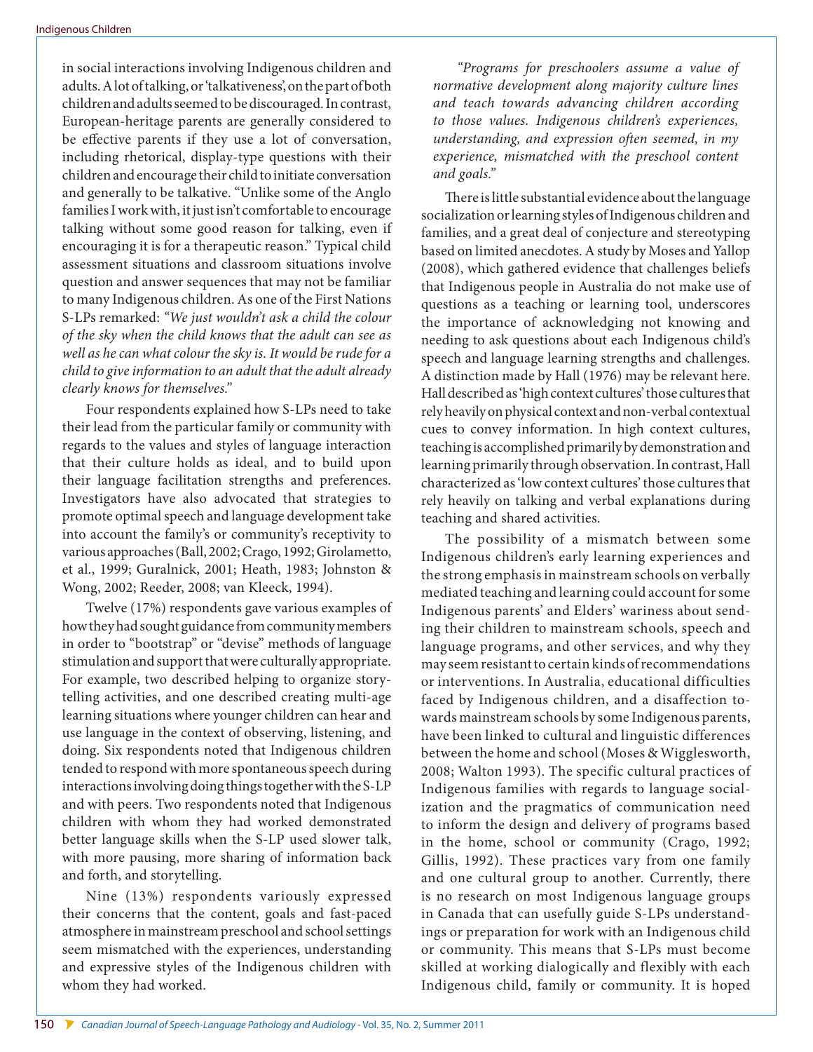in social interactions involving Indigenous children and adults. A lot of talking, or 'talkativeness', on the part of both children and adults seemed to be discouraged. In contrast, European-heritage parents are generally considered to be effective parents if they use a lot of conversation, including rhetorical, display-type questions with their children and encourage their child to initiate conversation and generally to be talkative. "Unlike some of the Anglo families I work with, it just isn't comfortable to encourage talking without some good reason for talking, even if encouraging it is for a therapeutic reason." Typical child assessment situations and classroom situations involve question and answer sequences that may not be familiar to many Indigenous children. As one of the First Nations S-LPs remarked: *"We just wouldn't ask a child the colour of the sky when the child knows that the adult can see as well as he can what colour the sky is. It would be rude for a child to give information to an adult that the adult already clearly knows for themselves."*

Four respondents explained how S-LPs need to take their lead from the particular family or community with regards to the values and styles of language interaction that their culture holds as ideal, and to build upon their language facilitation strengths and preferences. Investigators have also advocated that strategies to promote optimal speech and language development take into account the family's or community's receptivity to various approaches (Ball, 2002; Crago, 1992; Girolametto, et al., 1999; Guralnick, 2001; Heath, 1983; Johnston & Wong, 2002; Reeder, 2008; van Kleeck, 1994).

Twelve (17%) respondents gave various examples of how they had sought guidance from community members in order to "bootstrap" or "devise" methods of language stimulation and support that were culturally appropriate. For example, two described helping to organize story-telling activities, and one described creating multi-age learning situations where younger children can hear and use language in the context of observing, listening, and doing. Six respondents noted that Indigenous children tended to respond with more spontaneous speech during interactions involving doing things together with the S-LP and with peers. Two respondents noted that Indigenous children with whom they had worked demonstrated better language skills when the S-LP used slower talk, with more pausing, more sharing of information back and forth, and storytelling.

Nine (13%) respondents variously expressed their concerns that the content, goals and fast-paced atmosphere in mainstream preschool and school settings seem mismatched with the experiences, understanding and expressive styles of the Indigenous children with whom they had worked.

*"Programs for preschoolers assume a value of normative development along majority culture lines and teach towards advancing children according to those values. Indigenous children's experiences, understanding, and expression often seemed, in my experience, mismatched with the preschool content and goals."*

There is little substantial evidence about the language socialization or learning styles of Indigenous children and families, and a great deal of conjecture and stereotyping based on limited anecdotes. A study by Moses and Yallop (2008), which gathered evidence that challenges beliefs that Indigenous people in Australia do not make use of questions as a teaching or learning tool, underscores the importance of acknowledging not knowing and needing to ask questions about each Indigenous child's speech and language learning strengths and challenges. A distinction made by Hall (1976) may be relevant here. Hall described as 'high context cultures' those cultures that rely heavily on physical context and non-verbal contextual cues to convey information. In high context cultures, teaching is accomplished primarily by demonstration and learning primarily through observation. In contrast, Hall characterized as 'low context cultures' those cultures that rely heavily on talking and verbal explanations during teaching and shared activities.

The possibility of a mismatch between some Indigenous children's early learning experiences and the strong emphasis in mainstream schools on verbally mediated teaching and learning could account for some Indigenous parents' and Elders' wariness about sending their children to mainstream schools, speech and language programs, and other services, and why they may seem resistant to certain kinds of recommendations or interventions. In Australia, educational difficulties faced by Indigenous children, and a disaffection towards mainstream schools by some Indigenous parents, have been linked to cultural and linguistic differences between the home and school (Moses & Wigglesworth, 2008; Walton 1993). The specific cultural practices of Indigenous families with regards to language socialization and the pragmatics of communication need to inform the design and delivery of programs based in the home, school or community (Crago, 1992; Gillis, 1992). These practices vary from one family and one cultural group to another. Currently, there is no research on most Indigenous language groups in Canada that can usefully guide S-LPs understandings or preparation for work with an Indigenous child or community. This means that S-LPs must become skilled at working dialogically and flexibly with each Indigenous child, family or community. It is hoped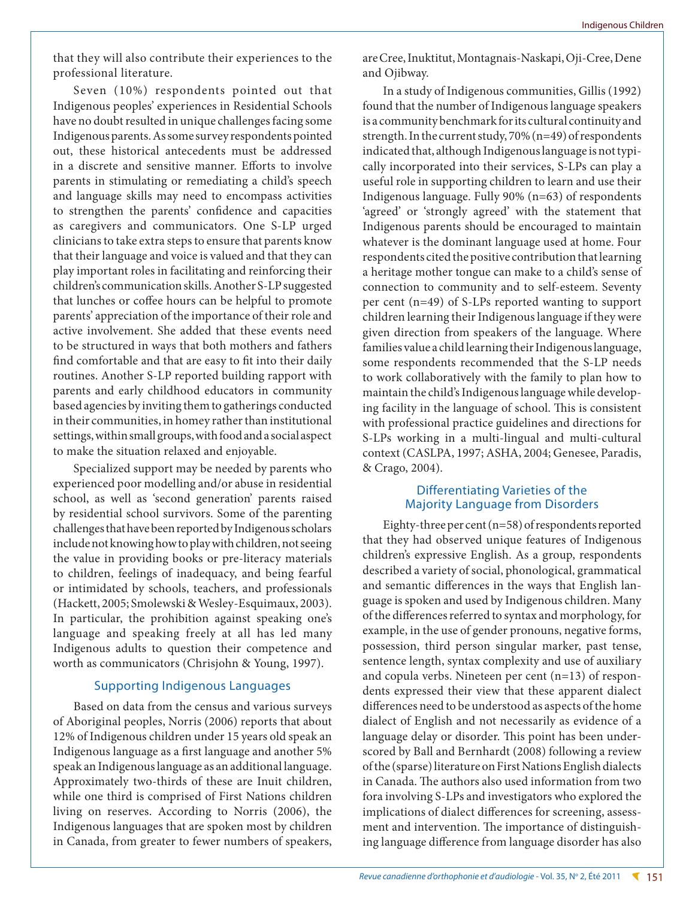that they will also contribute their experiences to the professional literature.

Seven (10%) respondents pointed out that Indigenous peoples' experiences in Residential Schools have no doubt resulted in unique challenges facing some Indigenous parents. As some survey respondents pointed out, these historical antecedents must be addressed in a discrete and sensitive manner. Efforts to involve parents in stimulating or remediating a child's speech and language skills may need to encompass activities to strengthen the parents' confidence and capacities as caregivers and communicators. One S-LP urged clinicians to take extra steps to ensure that parents know that their language and voice is valued and that they can play important roles in facilitating and reinforcing their children's communication skills. Another S-LP suggested that lunches or coffee hours can be helpful to promote parents' appreciation of the importance of their role and active involvement. She added that these events need to be structured in ways that both mothers and fathers find comfortable and that are easy to fit into their daily routines. Another S-LP reported building rapport with parents and early childhood educators in community based agencies by inviting them to gatherings conducted in their communities, in homey rather than institutional settings, within small groups, with food and a social aspect to make the situation relaxed and enjoyable.

Specialized support may be needed by parents who experienced poor modelling and/or abuse in residential school, as well as 'second generation' parents raised by residential school survivors. Some of the parenting challenges that have been reported by Indigenous scholars include not knowing how to play with children, not seeing the value in providing books or pre-literacy materials to children, feelings of inadequacy, and being fearful or intimidated by schools, teachers, and professionals (Hackett, 2005; Smolewski & Wesley-Esquimaux, 2003). In particular, the prohibition against speaking one's language and speaking freely at all has led many Indigenous adults to question their competence and worth as communicators (Chrisjohn & Young, 1997).

## Supporting Indigenous Languages

Based on data from the census and various surveys of Aboriginal peoples, Norris (2006) reports that about 12% of Indigenous children under 15 years old speak an Indigenous language as a first language and another 5% speak an Indigenous language as an additional language. Approximately two-thirds of these are Inuit children, while one third is comprised of First Nations children living on reserves. According to Norris (2006), the Indigenous languages that are spoken most by children in Canada, from greater to fewer numbers of speakers, are Cree, Inuktitut, Montagnais-Naskapi, Oji-Cree, Dene and Ojibway.

In a study of Indigenous communities, Gillis (1992) found that the number of Indigenous language speakers is a community benchmark for its cultural continuity and strength. In the current study, 70% (n=49) of respondents indicated that, although Indigenous language is not typically incorporated into their services, S-LPs can play a useful role in supporting children to learn and use their Indigenous language. Fully 90% (n=63) of respondents 'agreed' or 'strongly agreed' with the statement that Indigenous parents should be encouraged to maintain whatever is the dominant language used at home. Four respondents cited the positive contribution that learning a heritage mother tongue can make to a child's sense of connection to community and to self-esteem. Seventy per cent (n=49) of S-LPs reported wanting to support children learning their Indigenous language if they were given direction from speakers of the language. Where families value a child learning their Indigenous language, some respondents recommended that the S-LP needs to work collaboratively with the family to plan how to maintain the child's Indigenous language while developing facility in the language of school. This is consistent with professional practice guidelines and directions for S-LPs working in a multi-lingual and multi-cultural context (CASLPA, 1997; ASHA, 2004; Genesee, Paradis, & Crago, 2004).

## Differentiating Varieties of the Majority Language from Disorders

Eighty-three per cent (n=58) of respondents reported that they had observed unique features of Indigenous children's expressive English. As a group, respondents described a variety of social, phonological, grammatical and semantic differences in the ways that English language is spoken and used by Indigenous children. Many of the differences referred to syntax and morphology, for example, in the use of gender pronouns, negative forms, possession, third person singular marker, past tense, sentence length, syntax complexity and use of auxiliary and copula verbs. Nineteen per cent (n=13) of respondents expressed their view that these apparent dialect differences need to be understood as aspects of the home dialect of English and not necessarily as evidence of a language delay or disorder. This point has been underscored by Ball and Bernhardt (2008) following a review of the (sparse) literature on First Nations English dialects in Canada. The authors also used information from two fora involving S-LPs and investigators who explored the implications of dialect differences for screening, assessment and intervention. The importance of distinguishing language difference from language disorder has also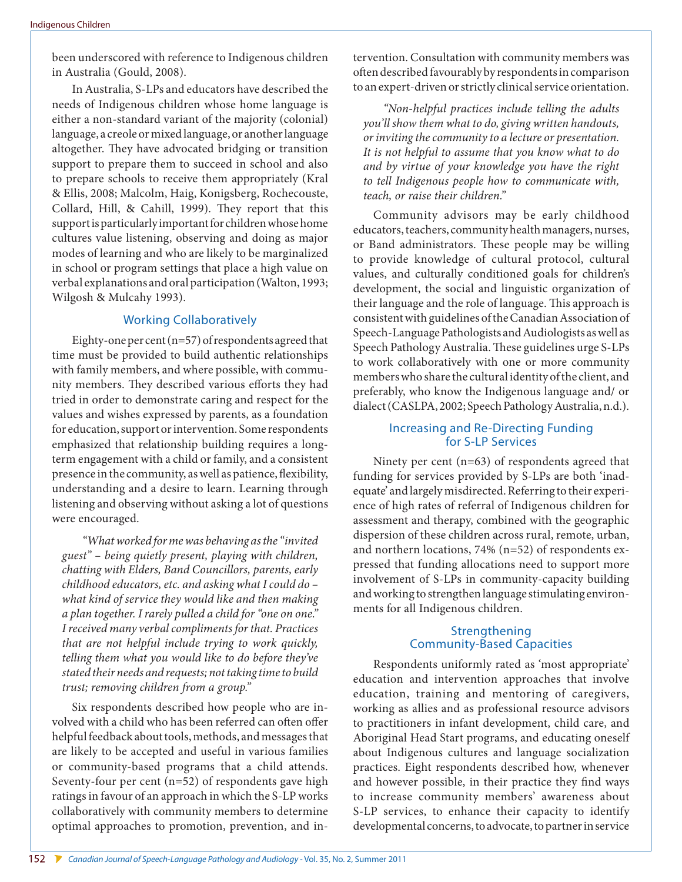been underscored with reference to Indigenous children in Australia (Gould, 2008).

In Australia, S-LPs and educators have described the needs of Indigenous children whose home language is either a non-standard variant of the majority (colonial) language, a creole or mixed language, or another language altogether. They have advocated bridging or transition support to prepare them to succeed in school and also to prepare schools to receive them appropriately (Kral & Ellis, 2008; Malcolm, Haig, Konigsberg, Rochecouste, Collard, Hill, & Cahill, 1999). They report that this support is particularly important for children whose home cultures value listening, observing and doing as major modes of learning and who are likely to be marginalized in school or program settings that place a high value on verbal explanations and oral participation (Walton, 1993; Wilgosh & Mulcahy 1993).

### Working Collaboratively

Eighty-one per cent (n=57) of respondents agreed that time must be provided to build authentic relationships with family members, and where possible, with community members. They described various efforts they had tried in order to demonstrate caring and respect for the values and wishes expressed by parents, as a foundation for education, support or intervention. Some respondents emphasized that relationship building requires a long-term engagement with a child or family, and a consistent presence in the community, as well as patience, flexibility, understanding and a desire to learn. Learning through listening and observing without asking a lot of questions were encouraged.

> *"What worked for me was behaving as the "invited guest" – being quietly present, playing with children, chatting with Elders, Band Councillors, parents, early childhood educators, etc. and asking what I could do – what kind of service they would like and then making a plan together. I rarely pulled a child for "one on one." I received many verbal compliments for that. Practices that are not helpful include trying to work quickly, telling them what you would like to do before they've stated their needs and requests; not taking time to build trust; removing children from a group."*

Six respondents described how people who are involved with a child who has been referred can often offer helpful feedback about tools, methods, and messages that are likely to be accepted and useful in various families or community-based programs that a child attends. Seventy-four per cent (n=52) of respondents gave high ratings in favour of an approach in which the S-LP works collaboratively with community members to determine optimal approaches to promotion, prevention, and intervention. Consultation with community members was often described favourably by respondents in comparison to an expert-driven or strictly clinical service orientation.

> *"Non-helpful practices include telling the adults you'll show them what to do, giving written handouts, or inviting the community to a lecture or presentation. It is not helpful to assume that you know what to do and by virtue of your knowledge you have the right to tell Indigenous people how to communicate with, teach, or raise their children."*

Community advisors may be early childhood educators, teachers, community health managers, nurses, or Band administrators. These people may be willing to provide knowledge of cultural protocol, cultural values, and culturally conditioned goals for children's development, the social and linguistic organization of their language and the role of language. This approach is consistent with guidelines of the Canadian Association of Speech-Language Pathologists and Audiologists as well as Speech Pathology Australia. These guidelines urge S-LPs to work collaboratively with one or more community members who share the cultural identity of the client, and preferably, who know the Indigenous language and/ or dialect (CASLPA, 2002; Speech Pathology Australia, n.d.).

### Increasing and Re-Directing Funding for S-LP Services

Ninety per cent (n=63) of respondents agreed that funding for services provided by S-LPs are both 'inadequate' and largely misdirected. Referring to their experience of high rates of referral of Indigenous children for assessment and therapy, combined with the geographic dispersion of these children across rural, remote, urban, and northern locations, 74% (n=52) of respondents expressed that funding allocations need to support more involvement of S-LPs in community-capacity building and working to strengthen language stimulating environments for all Indigenous children.

### Strengthening Community-Based Capacities

Respondents uniformly rated as 'most appropriate' education and intervention approaches that involve education, training and mentoring of caregivers, working as allies and as professional resource advisors to practitioners in infant development, child care, and Aboriginal Head Start programs, and educating oneself about Indigenous cultures and language socialization practices. Eight respondents described how, whenever and however possible, in their practice they find ways to increase community members' awareness about S-LP services, to enhance their capacity to identify developmental concerns, to advocate, to partner in service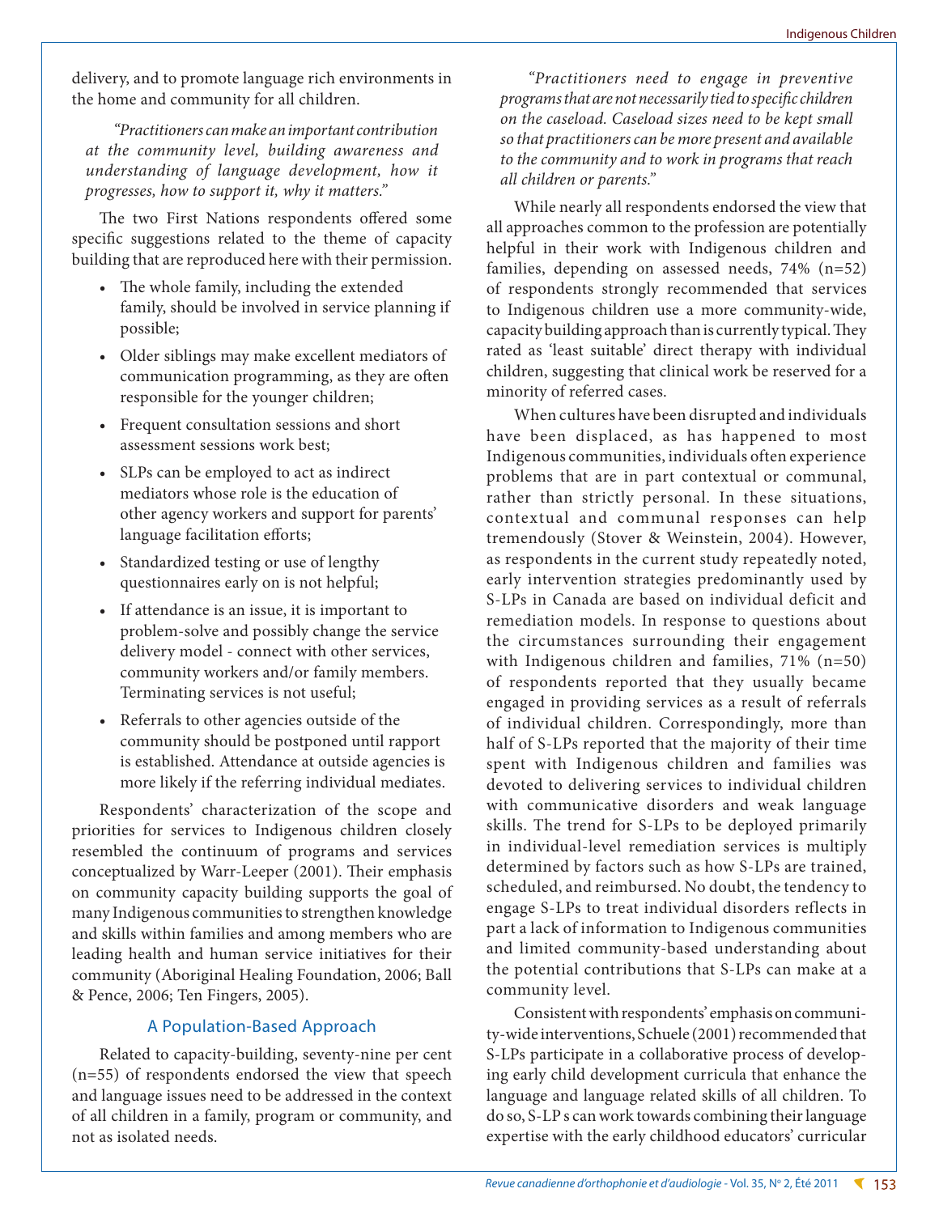delivery, and to promote language rich environments in the home and community for all children.

> *"Practitioners can make an important contribution at the community level, building awareness and understanding of language development, how it progresses, how to support it, why it matters."*

The two First Nations respondents offered some specific suggestions related to the theme of capacity building that are reproduced here with their permission.

- The whole family, including the extended family, should be involved in service planning if possible;
- Older siblings may make excellent mediators of communication programming, as they are often responsible for the younger children;
- Frequent consultation sessions and short assessment sessions work best;
- SLPs can be employed to act as indirect mediators whose role is the education of other agency workers and support for parents' language facilitation efforts;
- Standardized testing or use of lengthy questionnaires early on is not helpful;
- If attendance is an issue, it is important to problem-solve and possibly change the service delivery model - connect with other services, community workers and/or family members. Terminating services is not useful;
- Referrals to other agencies outside of the community should be postponed until rapport is established. Attendance at outside agencies is more likely if the referring individual mediates.

Respondents' characterization of the scope and priorities for services to Indigenous children closely resembled the continuum of programs and services conceptualized by Warr-Leeper (2001). Their emphasis on community capacity building supports the goal of many Indigenous communities to strengthen knowledge and skills within families and among members who are leading health and human service initiatives for their community (Aboriginal Healing Foundation, 2006; Ball & Pence, 2006; Ten Fingers, 2005).

## A Population-Based Approach

Related to capacity-building, seventy-nine per cent (n=55) of respondents endorsed the view that speech and language issues need to be addressed in the context of all children in a family, program or community, and not as isolated needs.

> *"Practitioners need to engage in preventive programs that are not necessarily tied to specific children on the caseload. Caseload sizes need to be kept small so that practitioners can be more present and available to the community and to work in programs that reach all children or parents."*

While nearly all respondents endorsed the view that all approaches common to the profession are potentially helpful in their work with Indigenous children and families, depending on assessed needs, 74% (n=52) of respondents strongly recommended that services to Indigenous children use a more community-wide, capacity building approach than is currently typical. They rated as 'least suitable' direct therapy with individual children, suggesting that clinical work be reserved for a minority of referred cases.

When cultures have been disrupted and individuals have been displaced, as has happened to most Indigenous communities, individuals often experience problems that are in part contextual or communal, rather than strictly personal. In these situations, contextual and communal responses can help tremendously (Stover & Weinstein, 2004). However, as respondents in the current study repeatedly noted, early intervention strategies predominantly used by S-LPs in Canada are based on individual deficit and remediation models. In response to questions about the circumstances surrounding their engagement with Indigenous children and families, 71% (n=50) of respondents reported that they usually became engaged in providing services as a result of referrals of individual children. Correspondingly, more than half of S-LPs reported that the majority of their time spent with Indigenous children and families was devoted to delivering services to individual children with communicative disorders and weak language skills. The trend for S-LPs to be deployed primarily in individual-level remediation services is multiply determined by factors such as how S-LPs are trained, scheduled, and reimbursed. No doubt, the tendency to engage S-LPs to treat individual disorders reflects in part a lack of information to Indigenous communities and limited community-based understanding about the potential contributions that S-LPs can make at a community level.

Consistent with respondents' emphasis on community-wide interventions, Schuele (2001) recommended that S-LPs participate in a collaborative process of developing early child development curricula that enhance the language and language related skills of all children. To do so, S-LP s can work towards combining their language expertise with the early childhood educators' curricular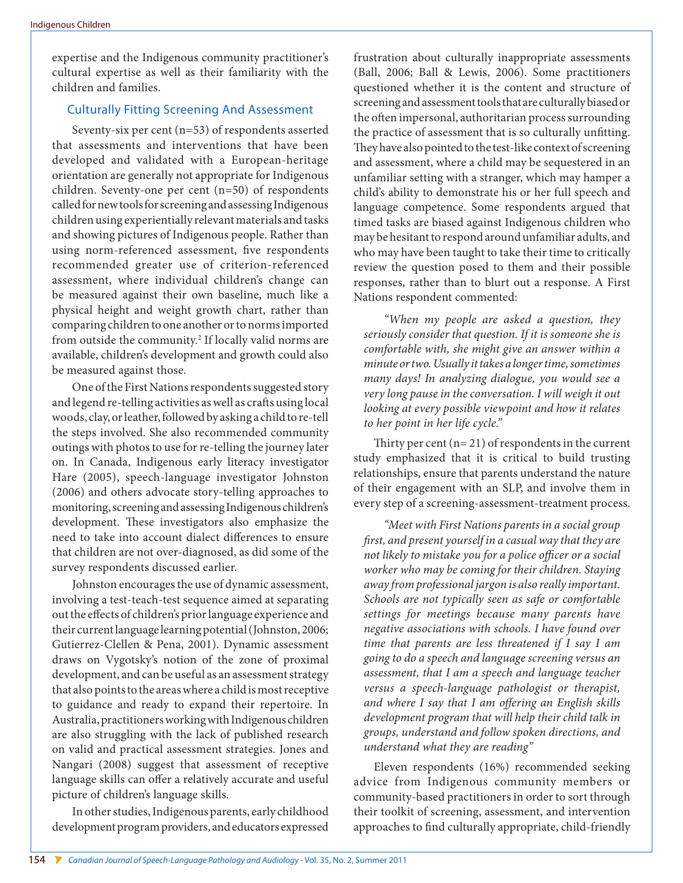expertise and the Indigenous community practitioner's cultural expertise as well as their familiarity with the children and families.

## Culturally Fitting Screening And Assessment

Seventy-six per cent (n=53) of respondents asserted that assessments and interventions that have been developed and validated with a European-heritage orientation are generally not appropriate for Indigenous children. Seventy-one per cent (n=50) of respondents called for new tools for screening and assessing Indigenous children using experientially relevant materials and tasks and showing pictures of Indigenous people. Rather than using norm-referenced assessment, five respondents recommended greater use of criterion-referenced assessment, where individual children's change can be measured against their own baseline, much like a physical height and weight growth chart, rather than comparing children to one another or to norms imported from outside the community.[2] If locally valid norms are available, children's development and growth could also be measured against those.

One of the First Nations respondents suggested story and legend re-telling activities as well as crafts using local woods, clay, or leather, followed by asking a child to re-tell the steps involved. She also recommended community outings with photos to use for re-telling the journey later on. In Canada, Indigenous early literacy investigator Hare (2005), speech-language investigator Johnston (2006) and others advocate story-telling approaches to monitoring, screening and assessing Indigenous children's development. These investigators also emphasize the need to take into account dialect differences to ensure that children are not over-diagnosed, as did some of the survey respondents discussed earlier.

Johnston encourages the use of dynamic assessment, involving a test-teach-test sequence aimed at separating out the effects of children's prior language experience and their current language learning potential (Johnston, 2006; Gutierrez-Clellen & Pena, 2001). Dynamic assessment draws on Vygotsky's notion of the zone of proximal development, and can be useful as an assessment strategy that also points to the areas where a child is most receptive to guidance and ready to expand their repertoire. In Australia, practitioners working with Indigenous children are also struggling with the lack of published research on valid and practical assessment strategies. Jones and Nangari (2008) suggest that assessment of receptive language skills can offer a relatively accurate and useful picture of children's language skills.

In other studies, Indigenous parents, early childhood development program providers, and educators expressed frustration about culturally inappropriate assessments (Ball, 2006; Ball & Lewis, 2006). Some practitioners questioned whether it is the content and structure of screening and assessment tools that are culturally biased or the often impersonal, authoritarian process surrounding the practice of assessment that is so culturally unfitting. They have also pointed to the test-like context of screening and assessment, where a child may be sequestered in an unfamiliar setting with a stranger, which may hamper a child's ability to demonstrate his or her full speech and language competence. Some respondents argued that timed tasks are biased against Indigenous children who may be hesitant to respond around unfamiliar adults, and who may have been taught to take their time to critically review the question posed to them and their possible responses, rather than to blurt out a response. A First Nations respondent commented:

> *"When my people are asked a question, they seriously consider that question. If it is someone she is comfortable with, she might give an answer within a minute or two. Usually it takes a longer time, sometimes many days! In analyzing dialogue, you would see a very long pause in the conversation. I will weigh it out looking at every possible viewpoint and how it relates to her point in her life cycle."*

Thirty per cent (n= 21) of respondents in the current study emphasized that it is critical to build trusting relationships, ensure that parents understand the nature of their engagement with an SLP, and involve them in every step of a screening-assessment-treatment process.

> *"Meet with First Nations parents in a social group first, and present yourself in a casual way that they are not likely to mistake you for a police officer or a social worker who may be coming for their children. Staying away from professional jargon is also really important. Schools are not typically seen as safe or comfortable settings for meetings because many parents have negative associations with schools. I have found over time that parents are less threatened if I say I am going to do a speech and language screening versus an assessment, that I am a speech and language teacher versus a speech-language pathologist or therapist, and where I say that I am offering an English skills development program that will help their child talk in groups, understand and follow spoken directions, and understand what they are reading"*

Eleven respondents (16%) recommended seeking advice from Indigenous community members or community-based practitioners in order to sort through their toolkit of screening, assessment, and intervention approaches to find culturally appropriate, child-friendly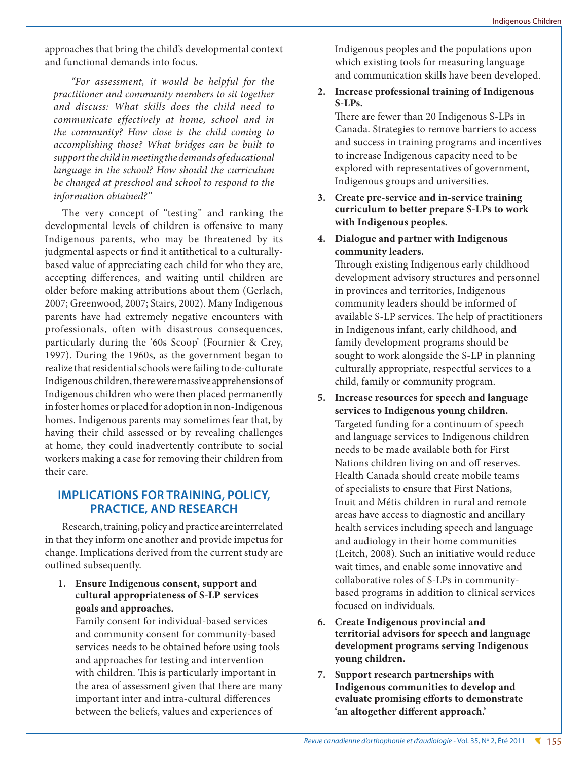approaches that bring the child's developmental context and functional demands into focus.

*"For assessment, it would be helpful for the practitioner and community members to sit together and discuss: What skills does the child need to communicate effectively at home, school and in the community? How close is the child coming to accomplishing those? What bridges can be built to support the child in meeting the demands of educational language in the school? How should the curriculum be changed at preschool and school to respond to the information obtained?"*

The very concept of "testing" and ranking the developmental levels of children is offensive to many Indigenous parents, who may be threatened by its judgmental aspects or find it antithetical to a culturally-based value of appreciating each child for who they are, accepting differences, and waiting until children are older before making attributions about them (Gerlach, 2007; Greenwood, 2007; Stairs, 2002). Many Indigenous parents have had extremely negative encounters with professionals, often with disastrous consequences, particularly during the '60s Scoop' (Fournier & Crey, 1997). During the 1960s, as the government began to realize that residential schools were failing to de-culturate Indigenous children, there were massive apprehensions of Indigenous children who were then placed permanently in foster homes or placed for adoption in non-Indigenous homes. Indigenous parents may sometimes fear that, by having their child assessed or by revealing challenges at home, they could inadvertently contribute to social workers making a case for removing their children from their care.

## IMPLICATIONS FOR TRAINING, POLICY, PRACTICE, AND RESEARCH

Research, training, policy and practice are interrelated in that they inform one another and provide impetus for change. Implications derived from the current study are outlined subsequently.

1. **Ensure Indigenous consent, support and cultural appropriateness of S-LP services goals and approaches.**
   Family consent for individual-based services and community consent for community-based services needs to be obtained before using tools and approaches for testing and intervention with children. This is particularly important in the area of assessment given that there are many important inter and intra-cultural differences between the beliefs, values and experiences of Indigenous peoples and the populations upon which existing tools for measuring language and communication skills have been developed.
2. **Increase professional training of Indigenous S-LPs.**
   There are fewer than 20 Indigenous S-LPs in Canada. Strategies to remove barriers to access and success in training programs and incentives to increase Indigenous capacity need to be explored with representatives of government, Indigenous groups and universities.
3. **Create pre-service and in-service training curriculum to better prepare S-LPs to work with Indigenous peoples.**
4. **Dialogue and partner with Indigenous community leaders.**
   Through existing Indigenous early childhood development advisory structures and personnel in provinces and territories, Indigenous community leaders should be informed of available S-LP services. The help of practitioners in Indigenous infant, early childhood, and family development programs should be sought to work alongside the S-LP in planning culturally appropriate, respectful services to a child, family or community program.
5. **Increase resources for speech and language services to Indigenous young children.**
   Targeted funding for a continuum of speech and language services to Indigenous children needs to be made available both for First Nations children living on and off reserves. Health Canada should create mobile teams of specialists to ensure that First Nations, Inuit and Métis children in rural and remote areas have access to diagnostic and ancillary health services including speech and language and audiology in their home communities (Leitch, 2008). Such an initiative would reduce wait times, and enable some innovative and collaborative roles of S-LPs in community-based programs in addition to clinical services focused on individuals.
6. **Create Indigenous provincial and territorial advisors for speech and language development programs serving Indigenous young children.**
7. **Support research partnerships with Indigenous communities to develop and evaluate promising efforts to demonstrate 'an altogether different approach.'**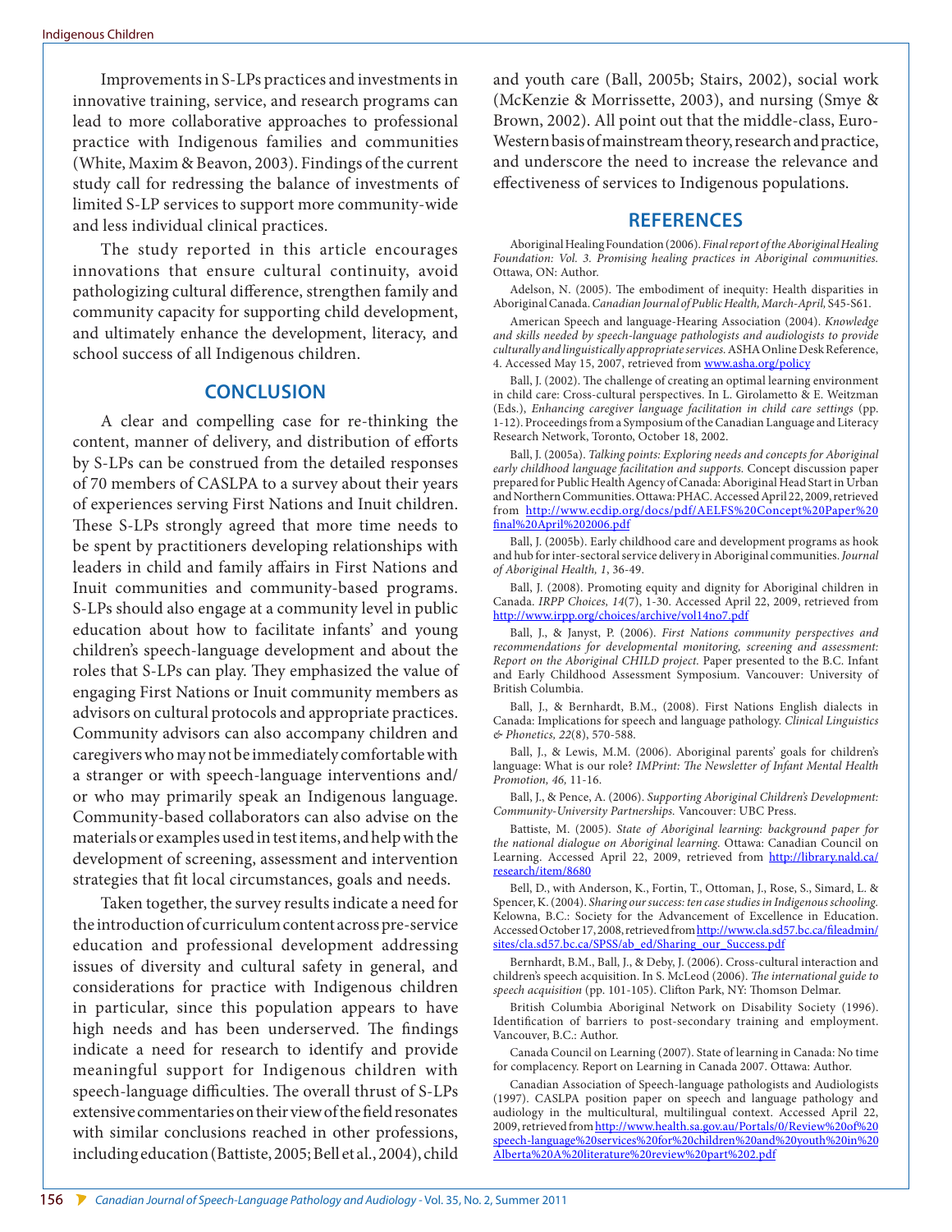Improvements in S-LPs practices and investments in innovative training, service, and research programs can lead to more collaborative approaches to professional practice with Indigenous families and communities (White, Maxim & Beavon, 2003). Findings of the current study call for redressing the balance of investments of limited S-LP services to support more community-wide and less individual clinical practices.

The study reported in this article encourages innovations that ensure cultural continuity, avoid pathologizing cultural difference, strengthen family and community capacity for supporting child development, and ultimately enhance the development, literacy, and school success of all Indigenous children.

## CONCLUSION

A clear and compelling case for re-thinking the content, manner of delivery, and distribution of efforts by S-LPs can be construed from the detailed responses of 70 members of CASLPA to a survey about their years of experiences serving First Nations and Inuit children. These S-LPs strongly agreed that more time needs to be spent by practitioners developing relationships with leaders in child and family affairs in First Nations and Inuit communities and community-based programs. S-LPs should also engage at a community level in public education about how to facilitate infants' and young children's speech-language development and about the roles that S-LPs can play. They emphasized the value of engaging First Nations or Inuit community members as advisors on cultural protocols and appropriate practices. Community advisors can also accompany children and caregivers who may not be immediately comfortable with a stranger or with speech-language interventions and/or who may primarily speak an Indigenous language. Community-based collaborators can also advise on the materials or examples used in test items, and help with the development of screening, assessment and intervention strategies that fit local circumstances, goals and needs.

Taken together, the survey results indicate a need for the introduction of curriculum content across pre-service education and professional development addressing issues of diversity and cultural safety in general, and considerations for practice with Indigenous children in particular, since this population appears to have high needs and has been underserved. The findings indicate a need for research to identify and provide meaningful support for Indigenous children with speech-language difficulties. The overall thrust of S-LPs extensive commentaries on their view of the field resonates with similar conclusions reached in other professions, including education (Battiste, 2005; Bell et al., 2004), child and youth care (Ball, 2005b; Stairs, 2002), social work (McKenzie & Morrissette, 2003), and nursing (Smye & Brown, 2002). All point out that the middle-class, Euro-Western basis of mainstream theory, research and practice, and underscore the need to increase the relevance and effectiveness of services to Indigenous populations.

## REFERENCES

Aboriginal Healing Foundation (2006). *Final report of the Aboriginal Healing Foundation: Vol. 3. Promising healing practices in Aboriginal communities.* Ottawa, ON: Author.

Adelson, N. (2005). The embodiment of inequity: Health disparities in Aboriginal Canada. *Canadian Journal of Public Health, March-April,* S45-S61.

American Speech and language-Hearing Association (2004). *Knowledge and skills needed by speech-language pathologists and audiologists to provide culturally and linguistically appropriate services.* ASHA Online Desk Reference, 4. Accessed May 15, 2007, retrieved from www.asha.org/policy

Ball, J. (2002). The challenge of creating an optimal learning environment in child care: Cross-cultural perspectives. In L. Girolametto & E. Weitzman (Eds.), *Enhancing caregiver language facilitation in child care settings* (pp. 1-12). Proceedings from a Symposium of the Canadian Language and Literacy Research Network, Toronto, October 18, 2002.

Ball, J. (2005a). *Talking points: Exploring needs and concepts for Aboriginal early childhood language facilitation and supports.* Concept discussion paper prepared for Public Health Agency of Canada: Aboriginal Head Start in Urban and Northern Communities. Ottawa: PHAC. Accessed April 22, 2009, retrieved from http://www.ecdip.org/docs/pdf/AELFS%20Concept%20Paper%20final%20April%202006.pdf

Ball, J. (2005b). Early childhood care and development programs as hook and hub for inter-sectoral service delivery in Aboriginal communities. *Journal of Aboriginal Health, 1*, 36-49.

Ball, J. (2008). Promoting equity and dignity for Aboriginal children in Canada. *IRPP Choices, 14*(7), 1-30. Accessed April 22, 2009, retrieved from http://www.irpp.org/choices/archive/vol14no7.pdf

Ball, J., & Janyst, P. (2006). *First Nations community perspectives and recommendations for developmental monitoring, screening and assessment: Report on the Aboriginal CHILD project.* Paper presented to the B.C. Infant and Early Childhood Assessment Symposium. Vancouver: University of British Columbia.

Ball, J., & Bernhardt, B.M., (2008). First Nations English dialects in Canada: Implications for speech and language pathology. *Clinical Linguistics & Phonetics, 22*(8), 570-588.

Ball, J., & Lewis, M.M. (2006). Aboriginal parents' goals for children's language: What is our role? *IMPrint: The Newsletter of Infant Mental Health Promotion, 46,* 11-16.

Ball, J., & Pence, A. (2006). *Supporting Aboriginal Children's Development: Community-University Partnerships.* Vancouver: UBC Press.

Battiste, M. (2005). *State of Aboriginal learning: background paper for the national dialogue on Aboriginal learning.* Ottawa: Canadian Council on Learning. Accessed April 22, 2009, retrieved from http://library.nald.ca/research/item/8680

Bell, D., with Anderson, K., Fortin, T., Ottoman, J., Rose, S., Simard, L. & Spencer, K. (2004). *Sharing our success: ten case studies in Indigenous schooling.* Kelowna, B.C.: Society for the Advancement of Excellence in Education. Accessed October 17, 2008, retrieved from http://www.cla.sd57.bc.ca/fileadmin/sites/cla.sd57.bc.ca/SPSS/ab_ed/Sharing_our_Success.pdf

Bernhardt, B.M., Ball, J., & Deby, J. (2006). Cross-cultural interaction and children's speech acquisition. In S. McLeod (2006). *The international guide to speech acquisition* (pp. 101-105). Clifton Park, NY: Thomson Delmar.

British Columbia Aboriginal Network on Disability Society (1996). Identification of barriers to post-secondary training and employment. Vancouver, B.C.: Author.

Canada Council on Learning (2007). State of learning in Canada: No time for complacency. Report on Learning in Canada 2007. Ottawa: Author.

Canadian Association of Speech-language pathologists and Audiologists (1997). CASLPA position paper on speech and language pathology and audiology in the multicultural, multilingual context. Accessed April 22, 2009, retrieved from http://www.health.sa.gov.au/Portals/0/Review%20of%20speech-language%20services%20for%20children%20and%20youth%20in%20Alberta%20A%20literature%20review%20part%202.pdf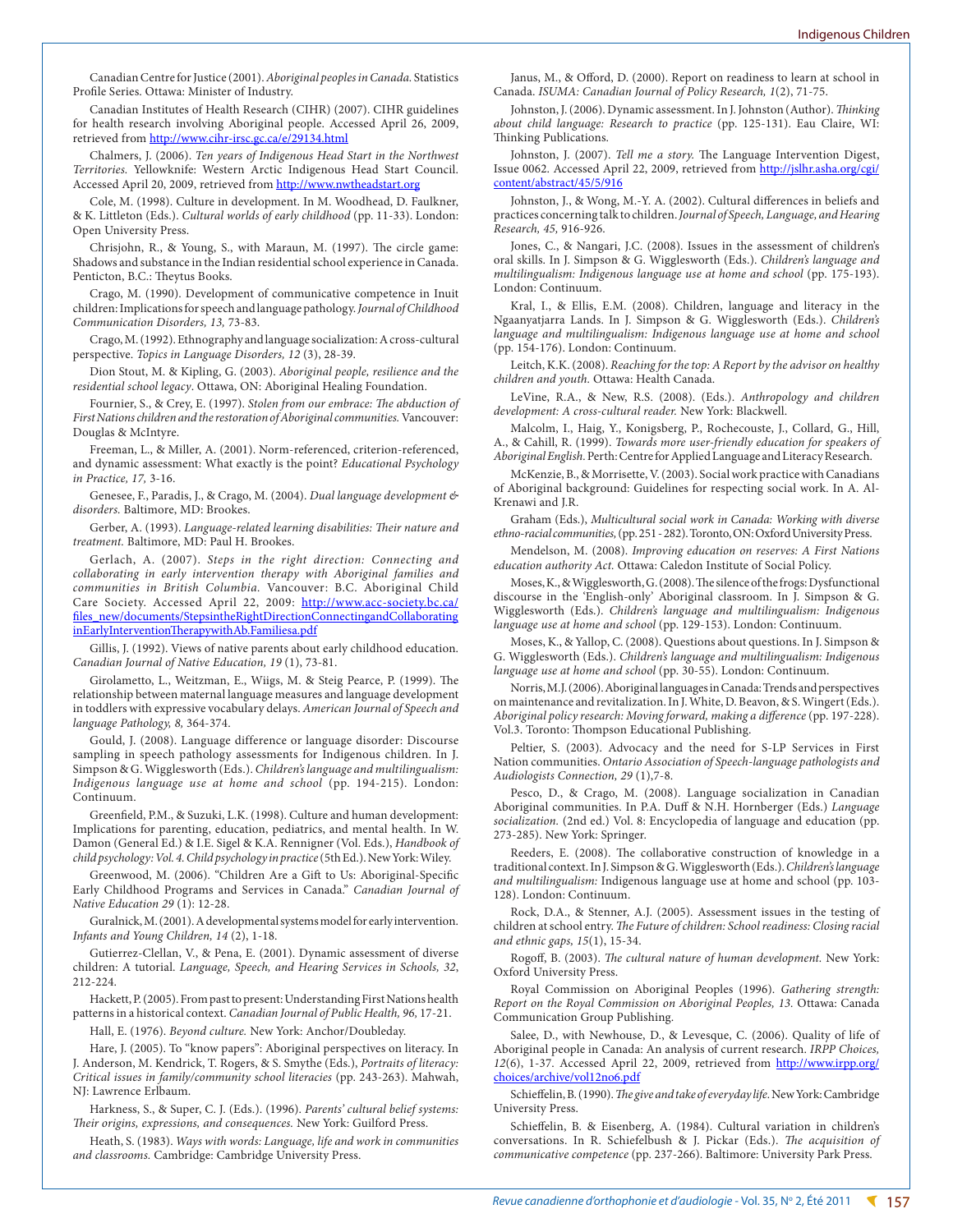Canadian Centre for Justice (2001). *Aboriginal peoples in Canada.* Statistics Profile Series. Ottawa: Minister of Industry.

Canadian Institutes of Health Research (CIHR) (2007). CIHR guidelines for health research involving Aboriginal people. Accessed April 26, 2009, retrieved from http://www.cihr-irsc.gc.ca/e/29134.html

Chalmers, J. (2006). *Ten years of Indigenous Head Start in the Northwest Territories.* Yellowknife: Western Arctic Indigenous Head Start Council. Accessed April 20, 2009, retrieved from http://www.nwtheadstart.org

Cole, M. (1998). Culture in development. In M. Woodhead, D. Faulkner, & K. Littleton (Eds.). *Cultural worlds of early childhood* (pp. 11-33). London: Open University Press.

Chrisjohn, R., & Young, S., with Maraun, M. (1997). The circle game: Shadows and substance in the Indian residential school experience in Canada. Penticton, B.C.: Theytus Books.

Crago, M. (1990). Development of communicative competence in Inuit children: Implications for speech and language pathology. *Journal of Childhood Communication Disorders, 13,* 73-83.

Crago, M. (1992). Ethnography and language socialization: A cross-cultural perspective. *Topics in Language Disorders, 12* (3), 28-39.

Dion Stout, M. & Kipling, G. (2003). *Aboriginal people, resilience and the residential school legacy*. Ottawa, ON: Aboriginal Healing Foundation.

Fournier, S., & Crey, E. (1997). *Stolen from our embrace: The abduction of First Nations children and the restoration of Aboriginal communities.* Vancouver: Douglas & McIntyre.

Freeman, L., & Miller, A. (2001). Norm-referenced, criterion-referenced, and dynamic assessment: What exactly is the point? *Educational Psychology in Practice, 17,* 3-16.

Genesee, F., Paradis, J., & Crago, M. (2004). *Dual language development & disorders.* Baltimore, MD: Brookes.

Gerber, A. (1993). *Language-related learning disabilities: Their nature and treatment.* Baltimore, MD: Paul H. Brookes.

Gerlach, A. (2007). *Steps in the right direction: Connecting and collaborating in early intervention therapy with Aboriginal families and communities in British Columbia.* Vancouver: B.C. Aboriginal Child Care Society. Accessed April 22, 2009: http://www.acc-society.bc.ca/files_new/documents/StepsintheRightDirectionConnectingandCollaboratinginEarlyInterventionTherapywithAb.Familiesa.pdf

Gillis, J. (1992). Views of native parents about early childhood education. *Canadian Journal of Native Education, 19* (1), 73-81.

Girolametto, L., Weitzman, E., Wiigs, M. & Steig Pearce, P. (1999). The relationship between maternal language measures and language development in toddlers with expressive vocabulary delays. *American Journal of Speech and language Pathology, 8,* 364-374.

Gould, J. (2008). Language difference or language disorder: Discourse sampling in speech pathology assessments for Indigenous children. In J. Simpson & G. Wigglesworth (Eds.). *Children's language and multilingualism: Indigenous language use at home and school* (pp. 194-215). London: Continuum.

Greenfield, P.M., & Suzuki, L.K. (1998). Culture and human development: Implications for parenting, education, pediatrics, and mental health. In W. Damon (General Ed.) & I.E. Sigel & K.A. Renninger (Vol. Eds.), *Handbook of child psychology: Vol. 4. Child psychology in practice* (5th Ed.). New York: Wiley.

Greenwood, M. (2006). "Children Are a Gift to Us: Aboriginal-Specific Early Childhood Programs and Services in Canada." *Canadian Journal of Native Education 29* (1): 12-28.

Guralnick, M. (2001). A developmental systems model for early intervention. *Infants and Young Children, 14* (2), 1-18.

Gutierrez-Clellan, V., & Pena, E. (2001). Dynamic assessment of diverse children: A tutorial. *Language, Speech, and Hearing Services in Schools, 32*, 212-224.

Hackett, P. (2005). From past to present: Understanding First Nations health patterns in a historical context. *Canadian Journal of Public Health, 96,* 17-21.

Hall, E. (1976). *Beyond culture.* New York: Anchor/Doubleday.

Hare, J. (2005). To "know papers": Aboriginal perspectives on literacy. In J. Anderson, M. Kendrick, T. Rogers, & S. Smythe (Eds.), *Portraits of literacy: Critical issues in family/community school literacies* (pp. 243-263). Mahwah, NJ: Lawrence Erlbaum.

Harkness, S., & Super, C. J. (Eds.). (1996). *Parents' cultural belief systems: Their origins, expressions, and consequences.* New York: Guilford Press.

Heath, S. (1983). *Ways with words: Language, life and work in communities and classrooms.* Cambridge: Cambridge University Press.

Janus, M., & Offord, D. (2000). Report on readiness to learn at school in Canada. *ISUMA: Canadian Journal of Policy Research, 1*(2), 71-75.

Johnston, J. (2006). Dynamic assessment. In J. Johnston (Author). *Thinking about child language: Research to practice* (pp. 125-131). Eau Claire, WI: Thinking Publications.

Johnston, J. (2007). *Tell me a story.* The Language Intervention Digest, Issue 0062. Accessed April 22, 2009, retrieved from http://jslhr.asha.org/cgi/content/abstract/45/5/916

Johnston, J., & Wong, M.-Y. A. (2002). Cultural differences in beliefs and practices concerning talk to children. *Journal of Speech, Language, and Hearing Research, 45,* 916-926.

Jones, C., & Nangari, J.C. (2008). Issues in the assessment of children's oral skills. In J. Simpson & G. Wigglesworth (Eds.). *Children's language and multilingualism: Indigenous language use at home and school* (pp. 175-193). London: Continuum.

Kral, I., & Ellis, E.M. (2008). Children, language and literacy in the Ngaanyatjarra Lands. In J. Simpson & G. Wigglesworth (Eds.). *Children's language and multilingualism: Indigenous language use at home and school* (pp. 154-176). London: Continuum.

Leitch, K.K. (2008). *Reaching for the top: A Report by the advisor on healthy children and youth.* Ottawa: Health Canada.

LeVine, R.A., & New, R.S. (2008). (Eds.). *Anthropology and children development: A cross-cultural reader.* New York: Blackwell.

Malcolm, I., Haig, Y., Konigsberg, P., Rochecouste, J., Collard, G., Hill, A., & Cahill, R. (1999). *Towards more user-friendly education for speakers of Aboriginal English.* Perth: Centre for Applied Language and Literacy Research.

McKenzie, B., & Morrisette, V. (2003). Social work practice with Canadians of Aboriginal background: Guidelines for respecting social work. In A. Al-Krenawi and J.R.

Graham (Eds.), *Multicultural social work in Canada: Working with diverse ethno-racial communities,* (pp. 251 - 282). Toronto, ON: Oxford University Press.

Mendelson, M. (2008). *Improving education on reserves: A First Nations education authority Act.* Ottawa: Caledon Institute of Social Policy.

Moses, K., & Wigglesworth, G. (2008). The silence of the frogs: Dysfunctional discourse in the 'English-only' Aboriginal classroom. In J. Simpson & G. Wigglesworth (Eds.). *Children's language and multilingualism: Indigenous language use at home and school* (pp. 129-153). London: Continuum.

Moses, K., & Yallop, C. (2008). Questions about questions. In J. Simpson & G. Wigglesworth (Eds.). *Children's language and multilingualism: Indigenous language use at home and school* (pp. 30-55). London: Continuum.

Norris, M.J. (2006). Aboriginal languages in Canada: Trends and perspectives on maintenance and revitalization. In J. White, D. Beavon, & S. Wingert (Eds.). *Aboriginal policy research: Moving forward, making a difference* (pp. 197-228). Vol.3. Toronto: Thompson Educational Publishing.

Peltier, S. (2003). Advocacy and the need for S-LP Services in First Nation communities. *Ontario Association of Speech-language pathologists and Audiologists Connection, 29* (1),7-8.

Pesco, D., & Crago, M. (2008). Language socialization in Canadian Aboriginal communities. In P.A. Duff & N.H. Hornberger (Eds.) *Language socialization.* (2nd ed.) Vol. 8: Encyclopedia of language and education (pp. 273-285). New York: Springer.

Reeders, E. (2008). The collaborative construction of knowledge in a traditional context. In J. Simpson & G. Wigglesworth (Eds.). *Children's language and multilingualism:* Indigenous language use at home and school (pp. 103-128). London: Continuum.

Rock, D.A., & Stenner, A.J. (2005). Assessment issues in the testing of children at school entry. *The Future of children: School readiness: Closing racial and ethnic gaps, 15*(1), 15-34.

Rogoff, B. (2003). *The cultural nature of human development.* New York: Oxford University Press.

Royal Commission on Aboriginal Peoples (1996). *Gathering strength: Report on the Royal Commission on Aboriginal Peoples, 13.* Ottawa: Canada Communication Group Publishing.

Salee, D., with Newhouse, D., & Levesque, C. (2006). Quality of life of Aboriginal people in Canada: An analysis of current research. *IRPP Choices, 12*(6), 1-37. Accessed April 22, 2009, retrieved from http://www.irpp.org/choices/archive/vol12no6.pdf

Schieffelin, B. (1990). *The give and take of everyday life.* New York: Cambridge University Press.

Schieffelin, B. & Eisenberg, A. (1984). Cultural variation in children's conversations. In R. Schiefelbush & J. Pickar (Eds.). *The acquisition of communicative competence* (pp. 237-266). Baltimore: University Park Press.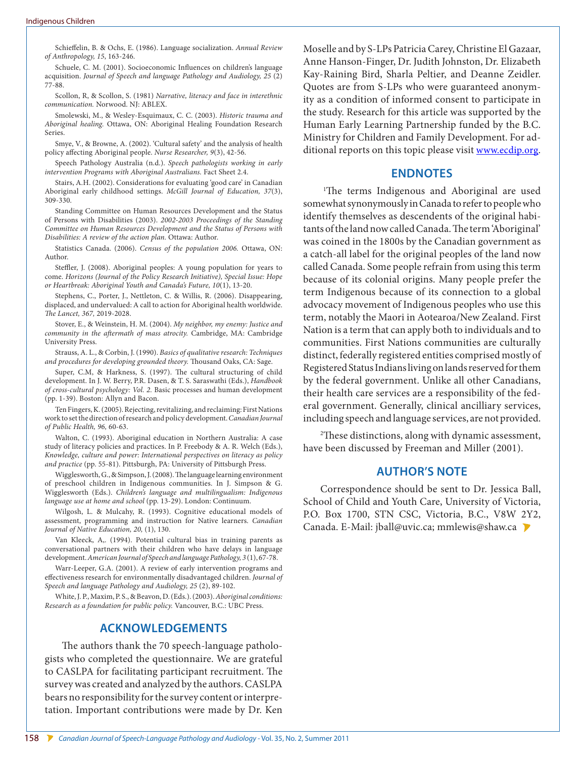Schieffelin, B. & Ochs, E. (1986). Language socialization. *Annual Review of Anthropology, 15*, 163-246.

Schuele, C. M. (2001). Socioeconomic Influences on children's language acquisition. *Journal of Speech and language Pathology and Audiology, 25* (2) 77-88.

Scollon, R, & Scollon, S. (1981) *Narrative, literacy and face in interethnic communication.* Norwood. NJ: ABLEX.

Smolewski, M., & Wesley-Esquimaux, C. C. (2003). *Historic trauma and Aboriginal healing.* Ottawa, ON: Aboriginal Healing Foundation Research Series.

Smye, V., & Browne, A. (2002). 'Cultural safety' and the analysis of health policy affecting Aboriginal people. *Nurse Researcher, 9*(3), 42-56.

Speech Pathology Australia (n.d.). *Speech pathologists working in early intervention Programs with Aboriginal Australians.* Fact Sheet 2.4.

Stairs, A.H. (2002). Considerations for evaluating 'good care' in Canadian Aboriginal early childhood settings. *McGill Journal of Education, 37*(3), 309-330.

Standing Committee on Human Resources Development and the Status of Persons with Disabilities (2003). *2002-2003 Proceedings of the Standing Committee on Human Resources Development and the Status of Persons with Disabilities: A review of the action plan.* Ottawa: Author.

Statistics Canada. (2006). *Census of the population 2006.* Ottawa, ON: Author.

Steffler, J. (2008). Aboriginal peoples: A young population for years to come. *Horizons (Journal of the Policy Research Initiative), Special Issue: Hope or Heartbreak: Aboriginal Youth and Canada's Future, 10*(1), 13-20.

Stephens, C., Porter, J., Nettleton, C. & Willis, R. (2006). Disappearing, displaced, and undervalued: A call to action for Aboriginal health worldwide. *The Lancet, 367*, 2019-2028.

Stover, E., & Weinstein, H. M. (2004). *My neighbor, my enemy: Justice and community in the aftermath of mass atrocity.* Cambridge, MA: Cambridge University Press.

Strauss, A. L., & Corbin, J. (1990). *Basics of qualitative research: Techniques and procedures for developing grounded theory.* Thousand Oaks, CA: Sage.

Super, C.M, & Harkness, S. (1997). The cultural structuring of child development. In J. W. Berry, P.R. Dasen, & T. S. Saraswathi (Eds.), *Handbook of cross-cultural psychology: Vol. 2.* Basic processes and human development (pp. 1-39). Boston: Allyn and Bacon.

Ten Fingers, K. (2005). Rejecting, revitalizing, and reclaiming: First Nations work to set the direction of research and policy development. *Canadian Journal of Public Health, 96*, 60-63.

Walton, C. (1993). Aboriginal education in Northern Australia: A case study of literacy policies and practices. In P. Freebody & A. R. Welch (Eds.), *Knowledge, culture and power: International perspectives on literacy as policy and practice* (pp. 55-81). Pittsburgh, PA: University of Pittsburgh Press.

Wigglesworth, G., & Simpson, J. (2008). The language learning environment of preschool children in Indigenous communities. In J. Simpson & G. Wigglesworth (Eds.). *Children's language and multilingualism: Indigenous language use at home and school* (pp. 13-29). London: Continuum.

Wilgosh, L. & Mulcahy, R. (1993). Cognitive educational models of assessment, programming and instruction for Native learners. *Canadian Journal of Native Education, 20*, (1), 130.

Van Kleeck, A,. (1994). Potential cultural bias in training parents as conversational partners with their children who have delays in language development. *American Journal of Speech and language Pathology, 3* (1), 67-78.

Warr-Leeper, G.A. (2001). A review of early intervention programs and effectiveness research for environmentally disadvantaged children. *Journal of Speech and language Pathology and Audiology, 25* (2), 89-102.

White, J. P., Maxim, P. S., & Beavon, D. (Eds.). (2003). *Aboriginal conditions: Research as a foundation for public policy.* Vancouver, B.C.: UBC Press.

## ACKNOWLEDGEMENTS

The authors thank the 70 speech-language pathologists who completed the questionnaire. We are grateful to CASLPA for facilitating participant recruitment. The survey was created and analyzed by the authors. CASLPA bears no responsibility for the survey content or interpretation. Important contributions were made by Dr. Ken Moselle and by S-LPs Patricia Carey, Christine El Gazaar, Anne Hanson-Finger, Dr. Judith Johnston, Dr. Elizabeth Kay-Raining Bird, Sharla Peltier, and Deanne Zeidler. Quotes are from S-LPs who were guaranteed anonymity as a condition of informed consent to participate in the study. Research for this article was supported by the Human Early Learning Partnership funded by the B.C. Ministry for Children and Family Development. For additional reports on this topic please visit www.ecdip.org.

## ENDNOTES

[1]The terms Indigenous and Aboriginal are used somewhat synonymously in Canada to refer to people who identify themselves as descendents of the original habitants of the land now called Canada. The term 'Aboriginal' was coined in the 1800s by the Canadian government as a catch-all label for the original peoples of the land now called Canada. Some people refrain from using this term because of its colonial origins. Many people prefer the term Indigenous because of its connection to a global advocacy movement of Indigenous peoples who use this term, notably the Maori in Aotearoa/New Zealand. First Nation is a term that can apply both to individuals and to communities. First Nations communities are culturally distinct, federally registered entities comprised mostly of Registered Status Indians living on lands reserved for them by the federal government. Unlike all other Canadians, their health care services are a responsibility of the federal government. Generally, clinical ancilliary services, including speech and language services, are not provided.

[2]These distinctions, along with dynamic assessment, have been discussed by Freeman and Miller (2001).

## AUTHOR'S NOTE

Correspondence should be sent to Dr. Jessica Ball, School of Child and Youth Care, University of Victoria, P.O. Box 1700, STN CSC, Victoria, B.C., V8W 2Y2, Canada. E-Mail: jball@uvic.ca; mmlewis@shaw.ca